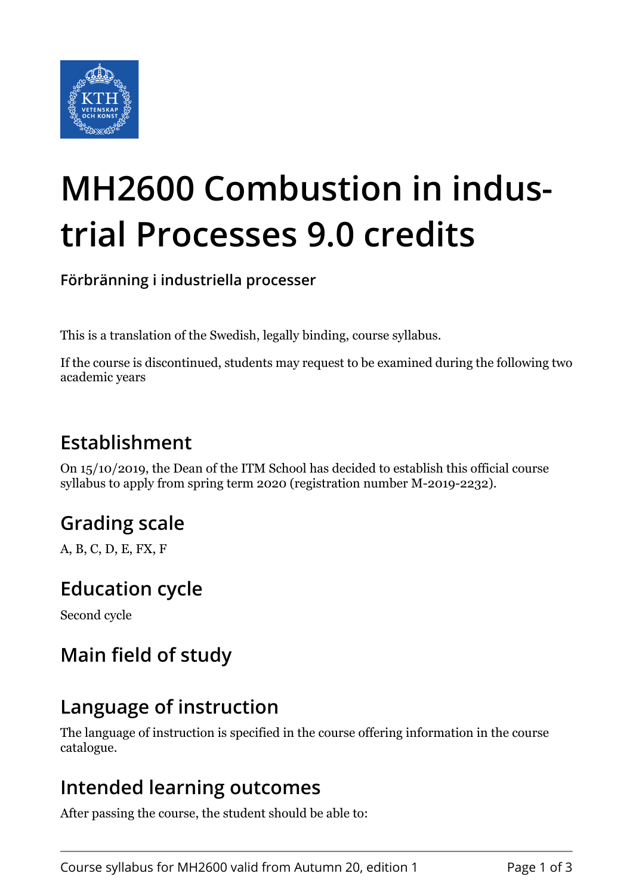# MH2600 Combustion in industrial Processes 9.0 credits

**Förbränning i industriella processer**

This is a translation of the Swedish, legally binding, course syllabus.

If the course is discontinued, students may request to be examined during the following two academic years

## Establishment

On 15/10/2019, the Dean of the ITM School has decided to establish this official course syllabus to apply from spring term 2020 (registration number M-2019-2232).

## Grading scale

A, B, C, D, E, FX, F

## Education cycle

Second cycle

## Main field of study

## Language of instruction

The language of instruction is specified in the course offering information in the course catalogue.

## Intended learning outcomes

After passing the course, the student should be able to: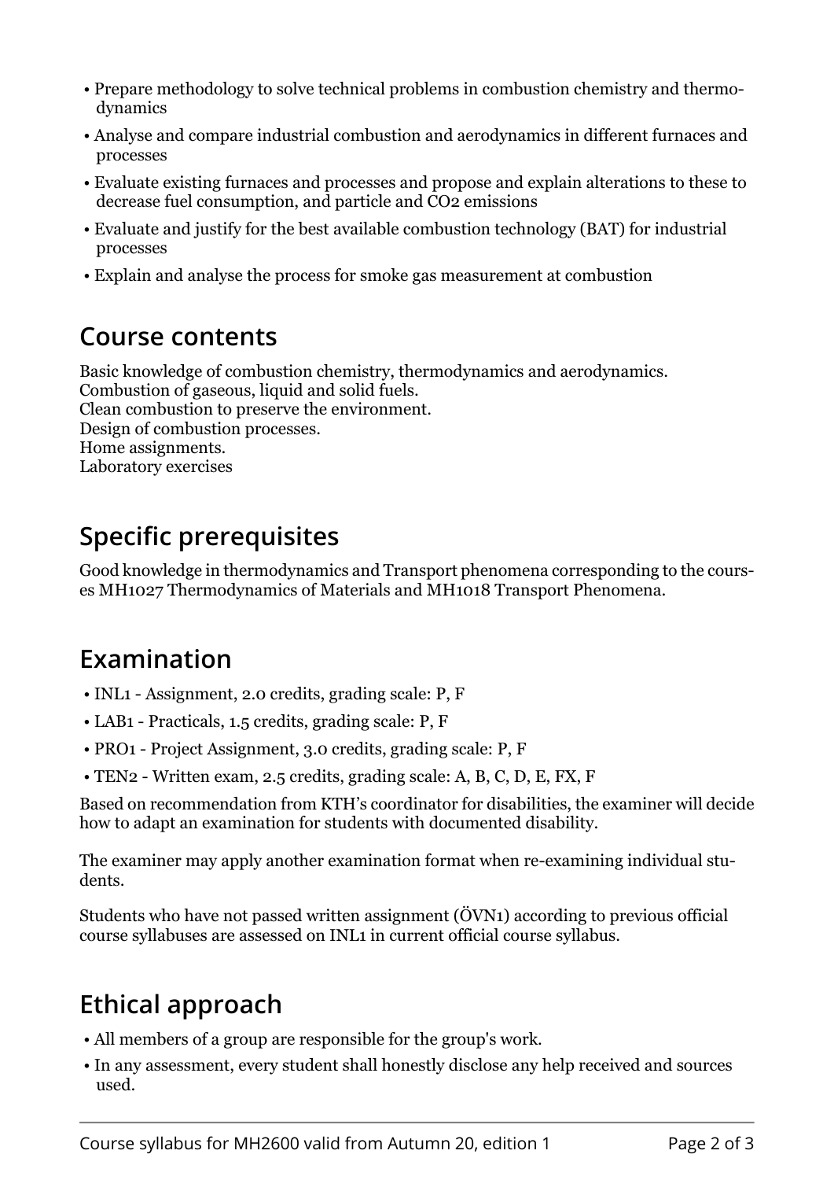- Prepare methodology to solve technical problems in combustion chemistry and thermodynamics
- Analyse and compare industrial combustion and aerodynamics in different furnaces and processes
- Evaluate existing furnaces and processes and propose and explain alterations to these to decrease fuel consumption, and particle and $CO_2$ emissions
- Evaluate and justify for the best available combustion technology (BAT) for industrial processes
- Explain and analyse the process for smoke gas measurement at combustion

## Course contents

Basic knowledge of combustion chemistry, thermodynamics and aerodynamics.
Combustion of gaseous, liquid and solid fuels.
Clean combustion to preserve the environment.
Design of combustion processes.
Home assignments.
Laboratory exercises

## Specific prerequisites

Good knowledge in thermodynamics and Transport phenomena corresponding to the courses MH1027 Thermodynamics of Materials and MH1018 Transport Phenomena.

## Examination

- INL1 - Assignment, 2.0 credits, grading scale: P, F
- LAB1 - Practicals, 1.5 credits, grading scale: P, F
- PRO1 - Project Assignment, 3.0 credits, grading scale: P, F
- TEN2 - Written exam, 2.5 credits, grading scale: A, B, C, D, E, FX, F

Based on recommendation from KTH's coordinator for disabilities, the examiner will decide how to adapt an examination for students with documented disability.

The examiner may apply another examination format when re-examining individual students.

Students who have not passed written assignment (ÖVN1) according to previous official course syllabuses are assessed on INL1 in current official course syllabus.

## Ethical approach

- All members of a group are responsible for the group's work.
- In any assessment, every student shall honestly disclose any help received and sources used.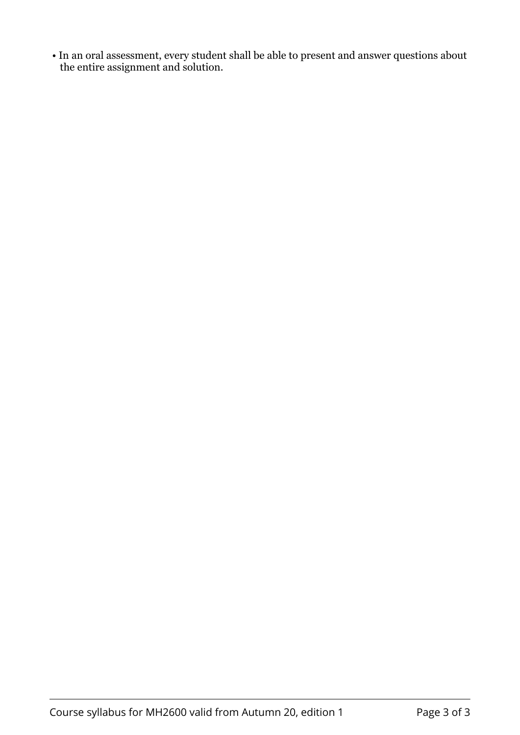- In an oral assessment, every student shall be able to present and answer questions about the entire assignment and solution.